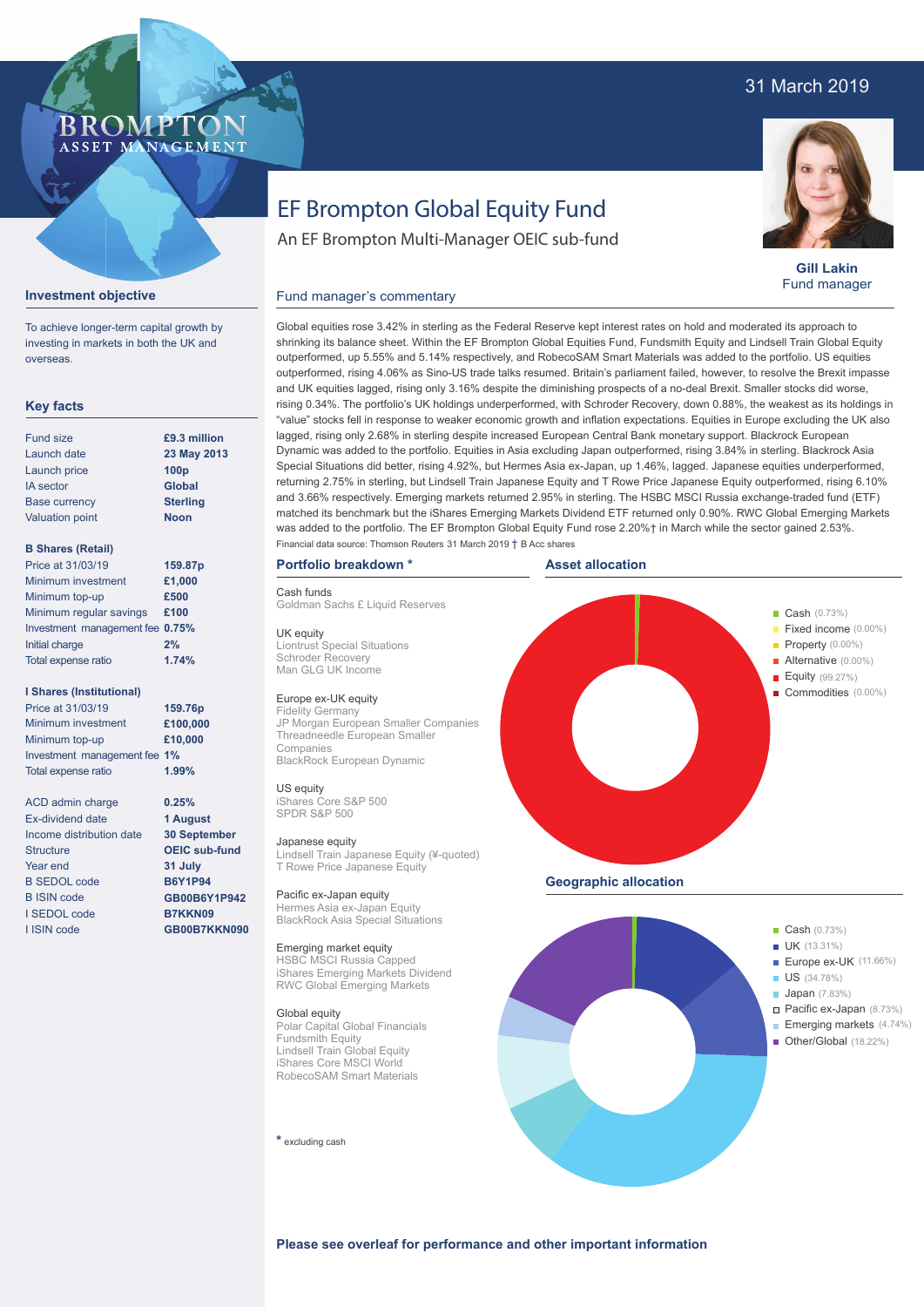31 March 2019

BROMPTON ASSET MANAGEMENT

# EF Brompton Global Equity Fund

An EF Brompton Multi-Manager OEIC sub-fund

**Gill Lakin**
Fund manager

## Investment objective

To achieve longer-term capital growth by investing in markets in both the UK and overseas.

## Key facts

| | |
|---|---|
| Fund size | **£9.3 million** |
| Launch date | **23 May 2013** |
| Launch price | **100p** |
| IA sector | **Global** |
| Base currency | **Sterling** |
| Valuation point | **Noon** |

**B Shares (Retail)**

| | |
|---|---|
| Price at 31/03/19 | **159.87p** |
| Minimum investment | **£1,000** |
| Minimum top-up | **£500** |
| Minimum regular savings | **£100** |
| Investment management fee | **0.75%** |
| Initial charge | **2%** |
| Total expense ratio | **1.74%** |

**I Shares (Institutional)**

| | |
|---|---|
| Price at 31/03/19 | **159.76p** |
| Minimum investment | **£100,000** |
| Minimum top-up | **£10,000** |
| Investment management fee | **1%** |
| Total expense ratio | **1.99%** |

| | |
|---|---|
| ACD admin charge | **0.25%** |
| Ex-dividend date | **1 August** |
| Income distribution date | **30 September** |
| Structure | **OEIC sub-fund** |
| Year end | **31 July** |
| B SEDOL code | **B6Y1P94** |
| B ISIN code | **GB00B6Y1P942** |
| I SEDOL code | **B7KKN09** |
| I ISIN code | **GB00B7KKN090** |

## Fund manager's commentary

Global equities rose 3.42% in sterling as the Federal Reserve kept interest rates on hold and moderated its approach to shrinking its balance sheet. Within the EF Brompton Global Equities Fund, Fundsmith Equity and Lindsell Train Global Equity outperformed, up 5.55% and 5.14% respectively, and RobecoSAM Smart Materials was added to the portfolio. US equities outperformed, rising 4.06% as Sino-US trade talks resumed. Britain's parliament failed, however, to resolve the Brexit impasse and UK equities lagged, rising only 3.16% despite the diminishing prospects of a no-deal Brexit. Smaller stocks did worse, rising 0.34%. The portfolio's UK holdings underperformed, with Schroder Recovery, down 0.88%, the weakest as its holdings in "value" stocks fell in response to weaker economic growth and inflation expectations. Equities in Europe excluding the UK also lagged, rising only 2.68% in sterling despite increased European Central Bank monetary support. Blackrock European Dynamic was added to the portfolio. Equities in Asia excluding Japan outperformed, rising 3.84% in sterling. Blackrock Asia Special Situations did better, rising 4.92%, but Hermes Asia ex-Japan, up 1.46%, lagged. Japanese equities underperformed, returning 2.75% in sterling, but Lindsell Train Japanese Equity and T Rowe Price Japanese Equity outperformed, rising 6.10% and 3.66% respectively. Emerging markets returned 2.95% in sterling. The HSBC MSCI Russia exchange-traded fund (ETF) matched its benchmark but the iShares Emerging Markets Dividend ETF returned only 0.90%. RWC Global Emerging Markets was added to the portfolio. The EF Brompton Global Equity Fund rose 2.20%† in March while the sector gained 2.53%.

Financial data source: Thomson Reuters 31 March 2019 † B Acc shares

## Portfolio breakdown *

**Cash funds**
Goldman Sachs £ Liquid Reserves

**UK equity**
Liontrust Special Situations
Schroder Recovery
Man GLG UK Income

**Europe ex-UK equity**
Fidelity Germany
JP Morgan European Smaller Companies
Threadneedle European Smaller Companies
BlackRock European Dynamic

**US equity**
iShares Core S&P 500
SPDR S&P 500

**Japanese equity**
Lindsell Train Japanese Equity (¥-quoted)
T Rowe Price Japanese Equity

**Pacific ex-Japan equity**
Hermes Asia ex-Japan Equity
BlackRock Asia Special Situations

**Emerging market equity**
HSBC MSCI Russia Capped
iShares Emerging Markets Dividend
RWC Global Emerging Markets

**Global equity**
Polar Capital Global Financials
Fundsmith Equity
Lindsell Train Global Equity
iShares Core MSCI World
RobecoSAM Smart Materials

* excluding cash

## Asset allocation

- Cash (0.73%)
- Fixed income (0.00%)
- Property (0.00%)
- Alternative (0.00%)
- Equity (99.27%)
- Commodities (0.00%)

## Geographic allocation

- Cash (0.73%)
- UK (13.31%)
- Europe ex-UK (11.66%)
- US (34.78%)
- Japan (7.83%)
- Pacific ex-Japan (8.73%)
- Emerging markets (4.74%)
- Other/Global (18.22%)

**Please see overleaf for performance and other important information**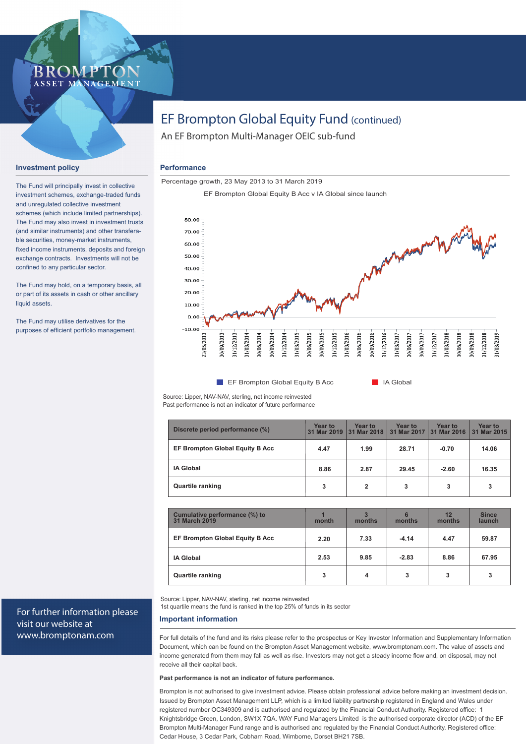# EF Brompton Global Equity Fund (continued)

An EF Brompton Multi-Manager OEIC sub-fund

## Investment policy

The Fund will principally invest in collective investment schemes, exchange-traded funds and unregulated collective investment schemes (which include limited partnerships). The Fund may also invest in investment trusts (and similar instruments) and other transferable securities, money-market instruments, fixed income instruments, deposits and foreign exchange contracts. Investments will not be confined to any particular sector.

The Fund may hold, on a temporary basis, all or part of its assets in cash or other ancillary liquid assets.

The Fund may utilise derivatives for the purposes of efficient portfolio management.

For further information please visit our website at www.bromptonam.com

## Performance

Percentage growth, 23 May 2013 to 31 March 2019

EF Brompton Global Equity B Acc v IA Global since launch

80.00
70.00
60.00
50.00
40.00
30.00
20.00
10.00
0.00
−10.00

23/05/2013 30/09/2013 31/12/2013 31/03/2014 30/06/2014 30/09/2014 31/12/2014 31/03/2015 30/06/2015 30/09/2015 31/12/2015 31/03/2016 30/06/2016 30/09/2016 31/12/2016 31/03/2017 30/06/2017 30/09/2017 31/12/2017 31/03/2018 30/06/2018 30/09/2018 31/12/2018 31/03/2019

EF Brompton Global Equity B Acc
IA Global

Source: Lipper, NAV-NAV, sterling, net income reinvested
Past performance is not an indicator of future performance

| Discrete period performance (%) | Year to 31 Mar 2019 | Year to 31 Mar 2018 | Year to 31 Mar 2017 | Year to 31 Mar 2016 | Year to 31 Mar 2015 |
|---|---|---|---|---|---|
| **EF Brompton Global Equity B Acc** | 4.47 | 1.99 | 28.71 | -0.70 | 14.06 |
| **IA Global** | 8.86 | 2.87 | 29.45 | -2.60 | 16.35 |
| **Quartile ranking** | 3 | 2 | 3 | 3 | 3 |

| Cumulative performance (%) to 31 March 2019 | 1 month | 3 months | 6 months | 12 months | Since launch |
|---|---|---|---|---|---|
| **EF Brompton Global Equity B Acc** | 2.20 | 7.33 | -4.14 | 4.47 | 59.87 |
| **IA Global** | 2.53 | 9.85 | -2.83 | 8.86 | 67.95 |
| **Quartile ranking** | 3 | 4 | 3 | 3 | 3 |

Source: Lipper, NAV-NAV, sterling, net income reinvested
1st quartile means the fund is ranked in the top 25% of funds in its sector

## Important information

For full details of the fund and its risks please refer to the prospectus or Key Investor Information and Supplementary Information Document, which can be found on the Brompton Asset Management website, www.bromptonam.com. The value of assets and income generated from them may fall as well as rise. Investors may not get a steady income flow and, on disposal, may not receive all their capital back.

**Past performance is not an indicator of future performance.**

Brompton is not authorised to give investment advice. Please obtain professional advice before making an investment decision. Issued by Brompton Asset Management LLP, which is a limited liability partnership registered in England and Wales under registered number OC349309 and is authorised and regulated by the Financial Conduct Authority. Registered office: 1 Knightsbridge Green, London, SW1X 7QA. WAY Fund Managers Limited is the authorised corporate director (ACD) of the EF Brompton Multi-Manager Fund range and is authorised and regulated by the Financial Conduct Authority. Registered office: Cedar House, 3 Cedar Park, Cobham Road, Wimborne, Dorset BH21 7SB.